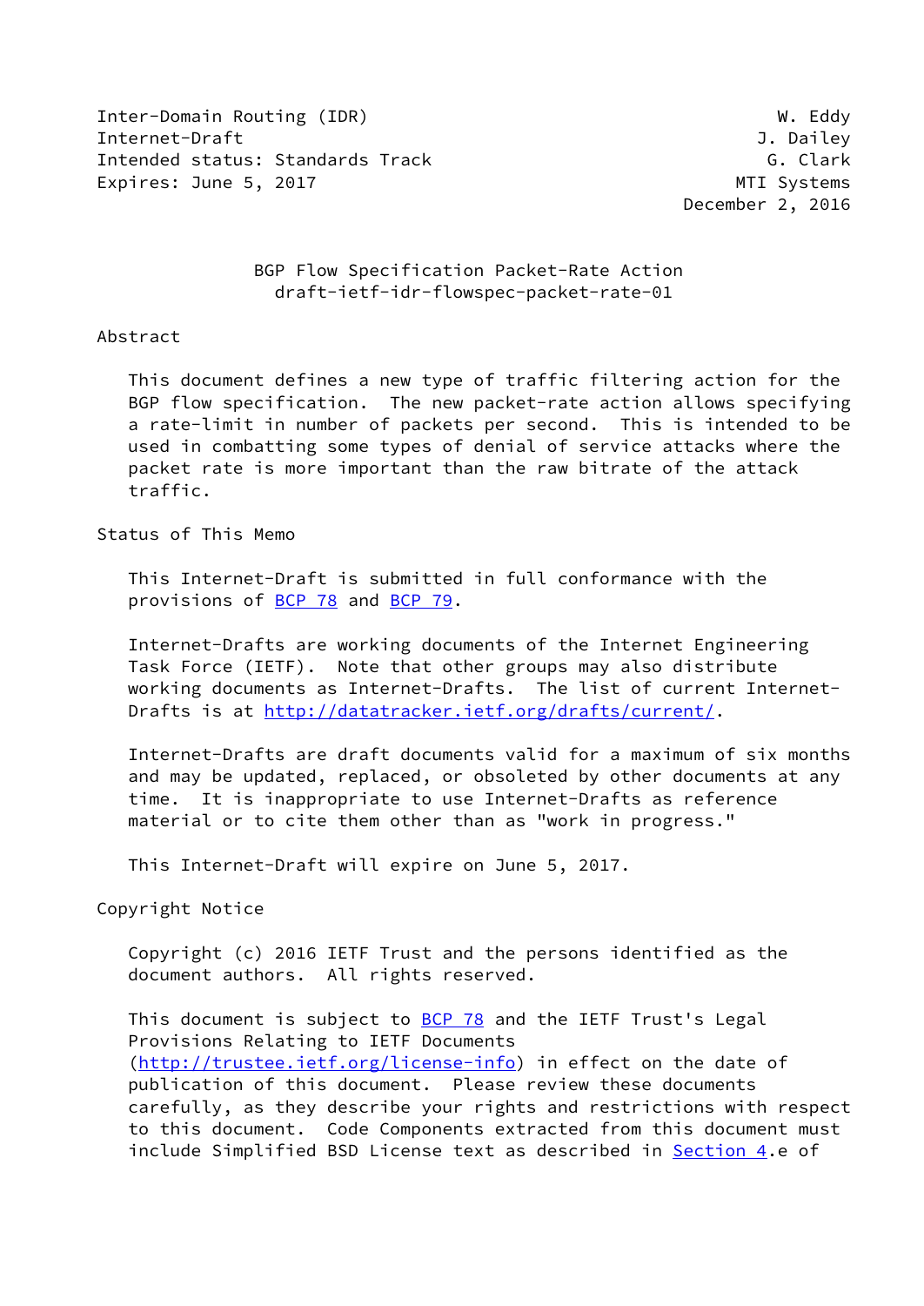Inter-Domain Routing (IDR) W. Eddy
Internet-Draft J. Dailey
Intended status: Standards Track G. Clark
Expires: June 5, 2017 MTI Systems
December 2, 2016

# BGP Flow Specification Packet-Rate Action
draft-ietf-idr-flowspec-packet-rate-01

## Abstract

This document defines a new type of traffic filtering action for the BGP flow specification. The new packet-rate action allows specifying a rate-limit in number of packets per second. This is intended to be used in combatting some types of denial of service attacks where the packet rate is more important than the raw bitrate of the attack traffic.

## Status of This Memo

This Internet-Draft is submitted in full conformance with the provisions of BCP 78 and BCP 79.

Internet-Drafts are working documents of the Internet Engineering Task Force (IETF). Note that other groups may also distribute working documents as Internet-Drafts. The list of current Internet-Drafts is at http://datatracker.ietf.org/drafts/current/.

Internet-Drafts are draft documents valid for a maximum of six months and may be updated, replaced, or obsoleted by other documents at any time. It is inappropriate to use Internet-Drafts as reference material or to cite them other than as "work in progress."

This Internet-Draft will expire on June 5, 2017.

## Copyright Notice

Copyright (c) 2016 IETF Trust and the persons identified as the document authors. All rights reserved.

This document is subject to BCP 78 and the IETF Trust's Legal Provisions Relating to IETF Documents (http://trustee.ietf.org/license-info) in effect on the date of publication of this document. Please review these documents carefully, as they describe your rights and restrictions with respect to this document. Code Components extracted from this document must include Simplified BSD License text as described in Section 4.e of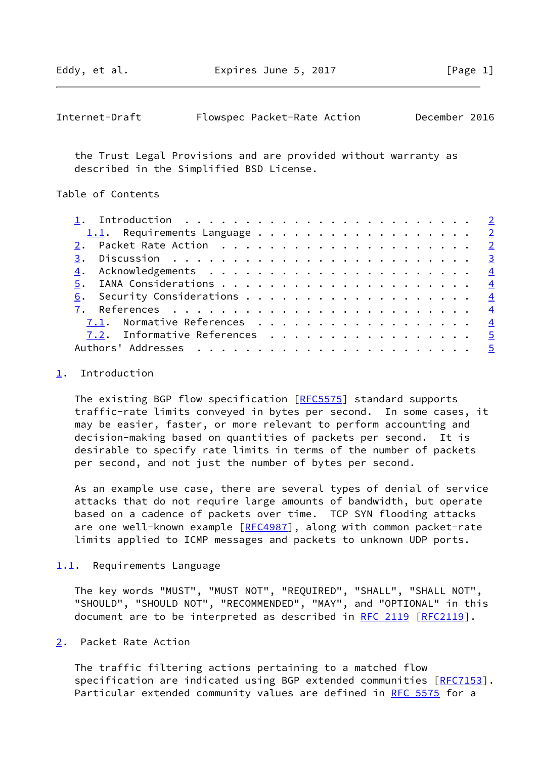the Trust Legal Provisions and are provided without warranty as described in the Simplified BSD License.

Table of Contents

1. Introduction . . . . . . . . . . . . . . . . . . . . . . . . 2
   1.1. Requirements Language . . . . . . . . . . . . . . . . . . 2
2. Packet Rate Action . . . . . . . . . . . . . . . . . . . . . 2
3. Discussion . . . . . . . . . . . . . . . . . . . . . . . . . 3
4. Acknowledgements . . . . . . . . . . . . . . . . . . . . . . 4
5. IANA Considerations . . . . . . . . . . . . . . . . . . . . . 4
6. Security Considerations . . . . . . . . . . . . . . . . . . . 4
7. References . . . . . . . . . . . . . . . . . . . . . . . . . 4
   7.1. Normative References . . . . . . . . . . . . . . . . . . 4
   7.2. Informative References . . . . . . . . . . . . . . . . . 5
Authors' Addresses . . . . . . . . . . . . . . . . . . . . . . . 5

# 1. Introduction

The existing BGP flow specification [RFC5575] standard supports traffic-rate limits conveyed in bytes per second. In some cases, it may be easier, faster, or more relevant to perform accounting and decision-making based on quantities of packets per second. It is desirable to specify rate limits in terms of the number of packets per second, and not just the number of bytes per second.

As an example use case, there are several types of denial of service attacks that do not require large amounts of bandwidth, but operate based on a cadence of packets over time. TCP SYN flooding attacks are one well-known example [RFC4987], along with common packet-rate limits applied to ICMP messages and packets to unknown UDP ports.

## 1.1. Requirements Language

The key words "MUST", "MUST NOT", "REQUIRED", "SHALL", "SHALL NOT", "SHOULD", "SHOULD NOT", "RECOMMENDED", "MAY", and "OPTIONAL" in this document are to be interpreted as described in RFC 2119 [RFC2119].

# 2. Packet Rate Action

The traffic filtering actions pertaining to a matched flow specification are indicated using BGP extended communities [RFC7153]. Particular extended community values are defined in RFC 5575 for a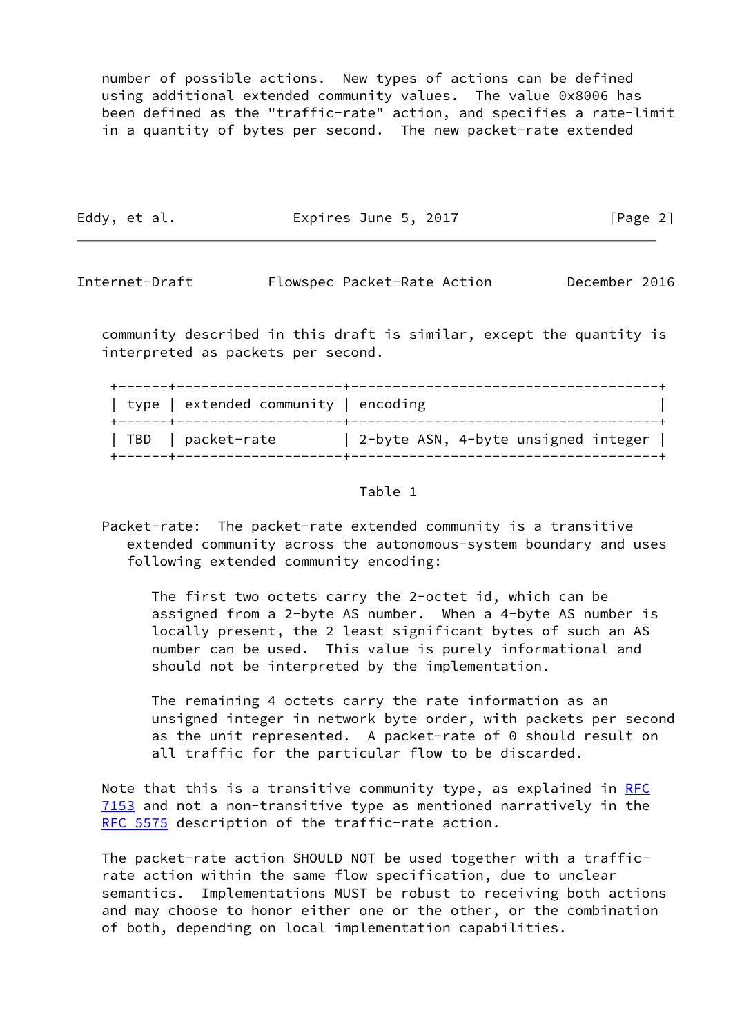number of possible actions. New types of actions can be defined using additional extended community values. The value 0x8006 has been defined as the "traffic-rate" action, and specifies a rate-limit in a quantity of bytes per second. The new packet-rate extended community described in this draft is similar, except the quantity is interpreted as packets per second.

| type | extended community | encoding |
| --- | --- | --- |
| TBD | packet-rate | 2-byte ASN, 4-byte unsigned integer |

Table 1

Packet-rate: The packet-rate extended community is a transitive extended community across the autonomous-system boundary and uses following extended community encoding:

> The first two octets carry the 2-octet id, which can be assigned from a 2-byte AS number. When a 4-byte AS number is locally present, the 2 least significant bytes of such an AS number can be used. This value is purely informational and should not be interpreted by the implementation.
>
> The remaining 4 octets carry the rate information as an unsigned integer in network byte order, with packets per second as the unit represented. A packet-rate of 0 should result on all traffic for the particular flow to be discarded.

Note that this is a transitive community type, as explained in RFC 7153 and not a non-transitive type as mentioned narratively in the RFC 5575 description of the traffic-rate action.

The packet-rate action SHOULD NOT be used together with a traffic-rate action within the same flow specification, due to unclear semantics. Implementations MUST be robust to receiving both actions and may choose to honor either one or the other, or the combination of both, depending on local implementation capabilities.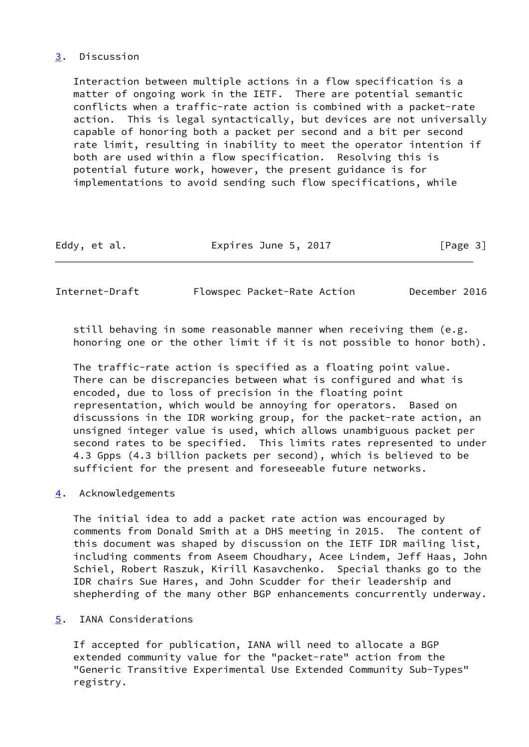## 3. Discussion

Interaction between multiple actions in a flow specification is a matter of ongoing work in the IETF. There are potential semantic conflicts when a traffic-rate action is combined with a packet-rate action. This is legal syntactically, but devices are not universally capable of honoring both a packet per second and a bit per second rate limit, resulting in inability to meet the operator intention if both are used within a flow specification. Resolving this is potential future work, however, the present guidance is for implementations to avoid sending such flow specifications, while still behaving in some reasonable manner when receiving them (e.g. honoring one or the other limit if it is not possible to honor both).

The traffic-rate action is specified as a floating point value. There can be discrepancies between what is configured and what is encoded, due to loss of precision in the floating point representation, which would be annoying for operators. Based on discussions in the IDR working group, for the packet-rate action, an unsigned integer value is used, which allows unambiguous packet per second rates to be specified. This limits rates represented to under 4.3 Gpps (4.3 billion packets per second), which is believed to be sufficient for the present and foreseeable future networks.

## 4. Acknowledgements

The initial idea to add a packet rate action was encouraged by comments from Donald Smith at a DHS meeting in 2015. The content of this document was shaped by discussion on the IETF IDR mailing list, including comments from Aseem Choudhary, Acee Lindem, Jeff Haas, John Schiel, Robert Raszuk, Kirill Kasavchenko. Special thanks go to the IDR chairs Sue Hares, and John Scudder for their leadership and shepherding of the many other BGP enhancements concurrently underway.

## 5. IANA Considerations

If accepted for publication, IANA will need to allocate a BGP extended community value for the "packet-rate" action from the "Generic Transitive Experimental Use Extended Community Sub-Types" registry.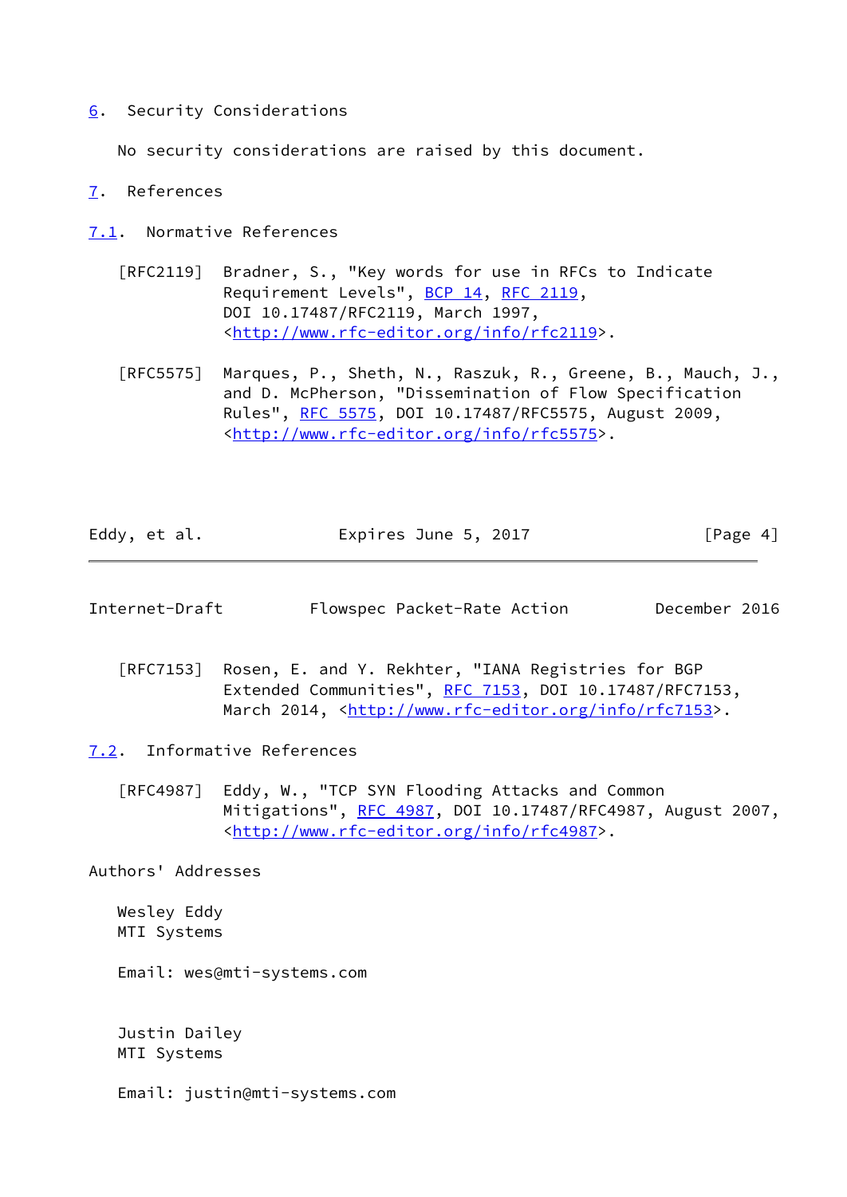## 6. Security Considerations

No security considerations are raised by this document.

## 7. References

### 7.1. Normative References

[RFC2119] Bradner, S., "Key words for use in RFCs to Indicate Requirement Levels", BCP 14, RFC 2119, DOI 10.17487/RFC2119, March 1997, <http://www.rfc-editor.org/info/rfc2119>.

[RFC5575] Marques, P., Sheth, N., Raszuk, R., Greene, B., Mauch, J., and D. McPherson, "Dissemination of Flow Specification Rules", RFC 5575, DOI 10.17487/RFC5575, August 2009, <http://www.rfc-editor.org/info/rfc5575>.

[RFC7153] Rosen, E. and Y. Rekhter, "IANA Registries for BGP Extended Communities", RFC 7153, DOI 10.17487/RFC7153, March 2014, <http://www.rfc-editor.org/info/rfc7153>.

### 7.2. Informative References

[RFC4987] Eddy, W., "TCP SYN Flooding Attacks and Common Mitigations", RFC 4987, DOI 10.17487/RFC4987, August 2007, <http://www.rfc-editor.org/info/rfc4987>.

## Authors' Addresses

Wesley Eddy
MTI Systems

Email: wes@mti-systems.com

Justin Dailey
MTI Systems

Email: justin@mti-systems.com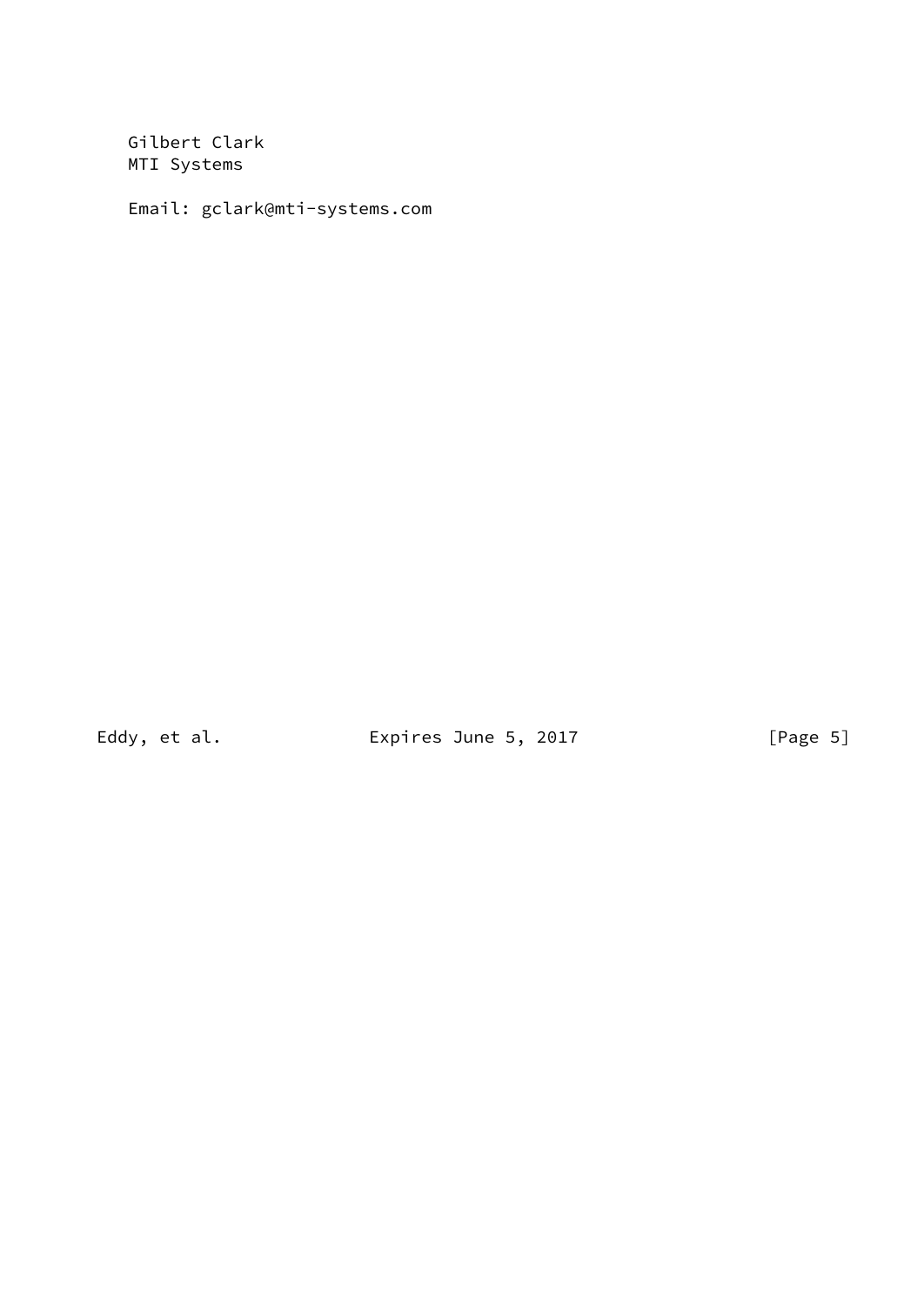Gilbert Clark
MTI Systems

Email: gclark@mti-systems.com